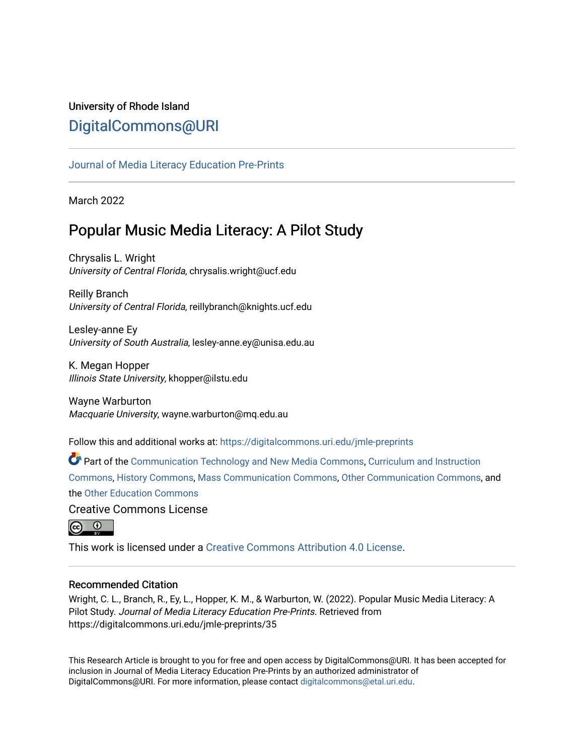University of Rhode Island

# DigitalCommons@URI

Journal of Media Literacy Education Pre-Prints

March 2022

## Popular Music Media Literacy: A Pilot Study

Chrysalis L. Wright
*University of Central Florida*, chrysalis.wright@ucf.edu

Reilly Branch
*University of Central Florida*, reillybranch@knights.ucf.edu

Lesley-anne Ey
*University of South Australia*, lesley-anne.ey@unisa.edu.au

K. Megan Hopper
*Illinois State University*, khopper@ilstu.edu

Wayne Warburton
*Macquarie University*, wayne.warburton@mq.edu.au

Follow this and additional works at: https://digitalcommons.uri.edu/jmle-preprints

Part of the Communication Technology and New Media Commons, Curriculum and Instruction Commons, History Commons, Mass Communication Commons, Other Communication Commons, and the Other Education Commons

Creative Commons License

This work is licensed under a Creative Commons Attribution 4.0 License.

### Recommended Citation

Wright, C. L., Branch, R., Ey, L., Hopper, K. M., & Warburton, W. (2022). Popular Music Media Literacy: A Pilot Study. *Journal of Media Literacy Education Pre-Prints*. Retrieved from https://digitalcommons.uri.edu/jmle-preprints/35

This Research Article is brought to you for free and open access by DigitalCommons@URI. It has been accepted for inclusion in Journal of Media Literacy Education Pre-Prints by an authorized administrator of DigitalCommons@URI. For more information, please contact digitalcommons@etal.uri.edu.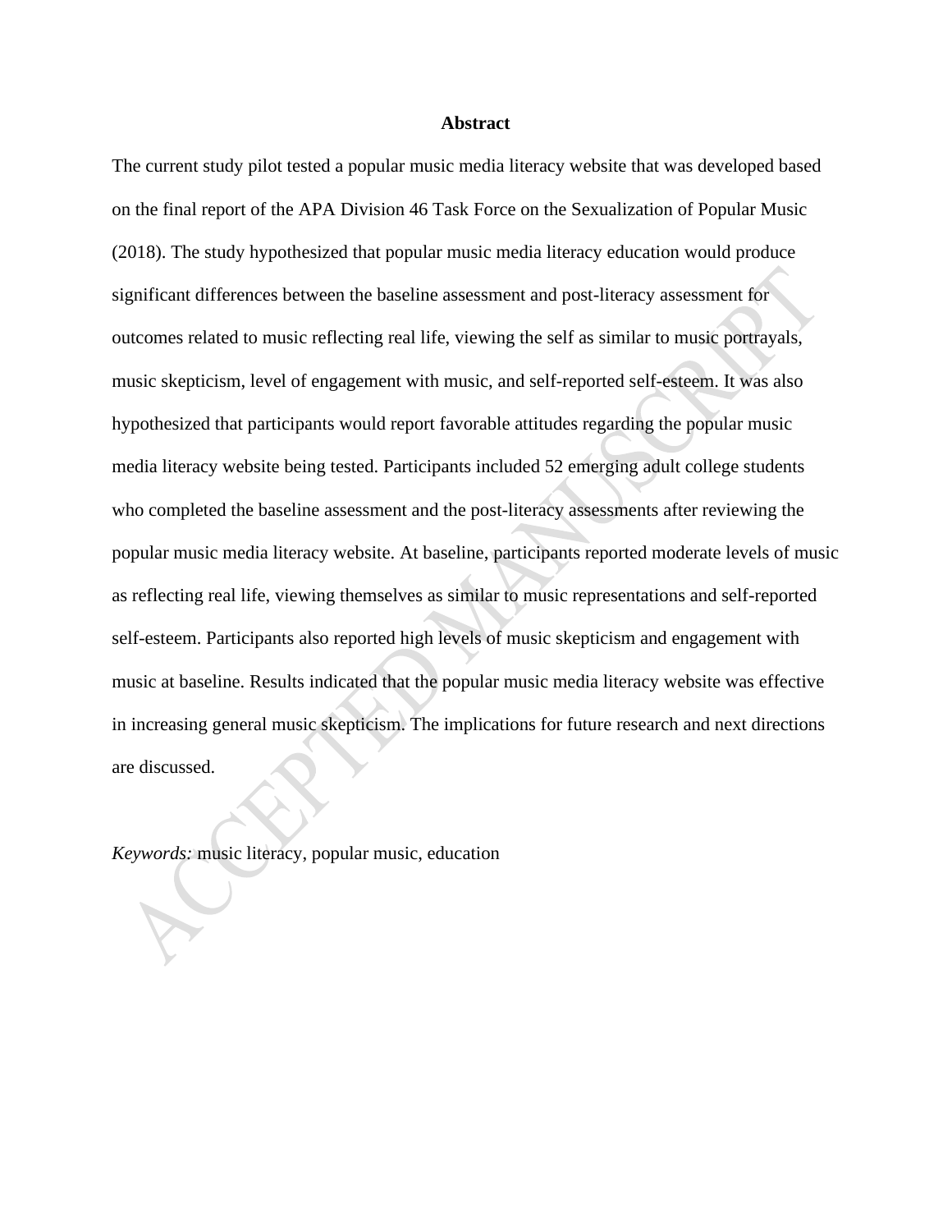# Abstract

The current study pilot tested a popular music media literacy website that was developed based on the final report of the APA Division 46 Task Force on the Sexualization of Popular Music (2018). The study hypothesized that popular music media literacy education would produce significant differences between the baseline assessment and post-literacy assessment for outcomes related to music reflecting real life, viewing the self as similar to music portrayals, music skepticism, level of engagement with music, and self-reported self-esteem. It was also hypothesized that participants would report favorable attitudes regarding the popular music media literacy website being tested. Participants included 52 emerging adult college students who completed the baseline assessment and the post-literacy assessments after reviewing the popular music media literacy website. At baseline, participants reported moderate levels of music as reflecting real life, viewing themselves as similar to music representations and self-reported self-esteem. Participants also reported high levels of music skepticism and engagement with music at baseline. Results indicated that the popular music media literacy website was effective in increasing general music skepticism. The implications for future research and next directions are discussed.

*Keywords:* music literacy, popular music, education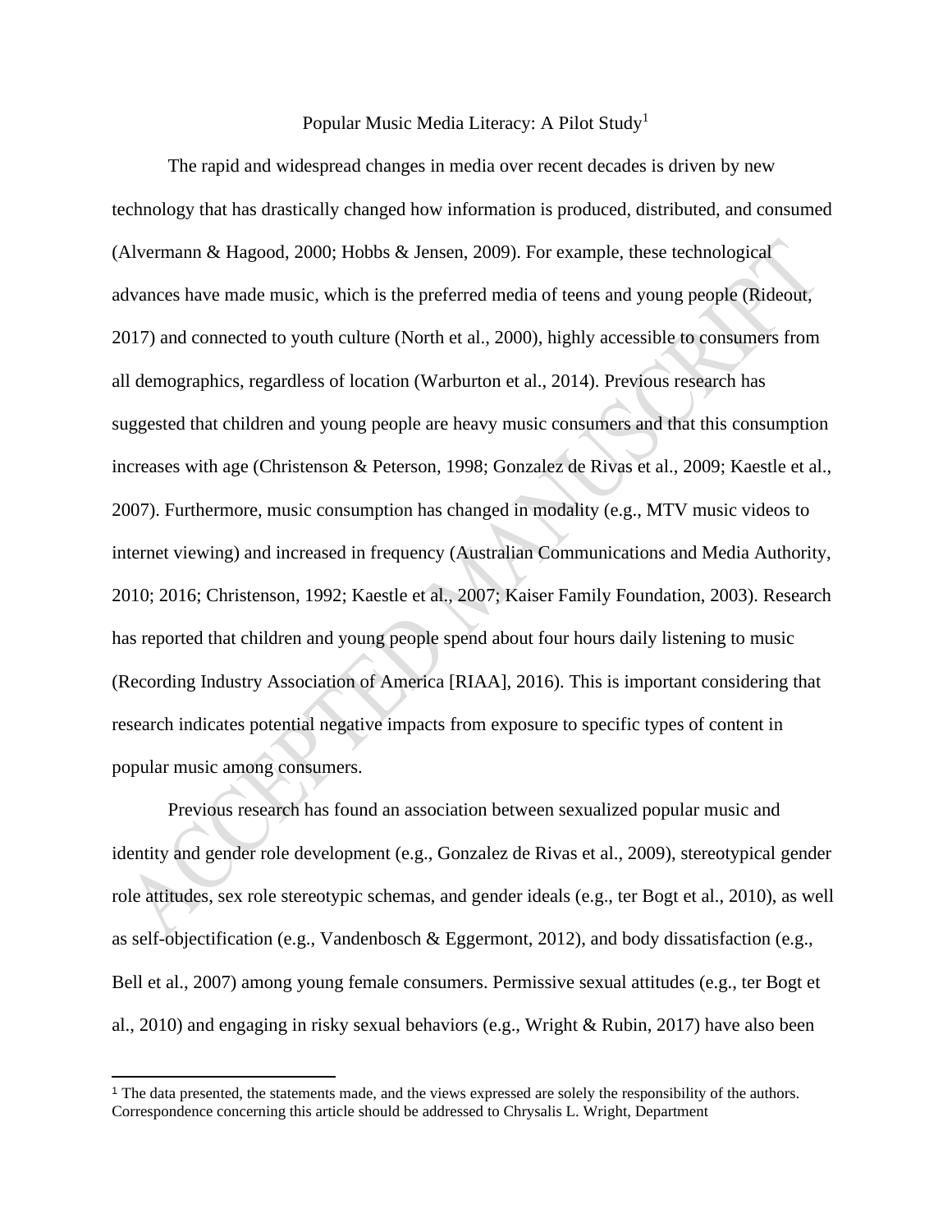# Popular Music Media Literacy: A Pilot Study[1]

The rapid and widespread changes in media over recent decades is driven by new technology that has drastically changed how information is produced, distributed, and consumed (Alvermann & Hagood, 2000; Hobbs & Jensen, 2009). For example, these technological advances have made music, which is the preferred media of teens and young people (Rideout, 2017) and connected to youth culture (North et al., 2000), highly accessible to consumers from all demographics, regardless of location (Warburton et al., 2014). Previous research has suggested that children and young people are heavy music consumers and that this consumption increases with age (Christenson & Peterson, 1998; Gonzalez de Rivas et al., 2009; Kaestle et al., 2007). Furthermore, music consumption has changed in modality (e.g., MTV music videos to internet viewing) and increased in frequency (Australian Communications and Media Authority, 2010; 2016; Christenson, 1992; Kaestle et al., 2007; Kaiser Family Foundation, 2003). Research has reported that children and young people spend about four hours daily listening to music (Recording Industry Association of America [RIAA], 2016). This is important considering that research indicates potential negative impacts from exposure to specific types of content in popular music among consumers.

Previous research has found an association between sexualized popular music and identity and gender role development (e.g., Gonzalez de Rivas et al., 2009), stereotypical gender role attitudes, sex role stereotypic schemas, and gender ideals (e.g., ter Bogt et al., 2010), as well as self-objectification (e.g., Vandenbosch & Eggermont, 2012), and body dissatisfaction (e.g., Bell et al., 2007) among young female consumers. Permissive sexual attitudes (e.g., ter Bogt et al., 2010) and engaging in risky sexual behaviors (e.g., Wright & Rubin, 2017) have also been

---

[1] The data presented, the statements made, and the views expressed are solely the responsibility of the authors. Correspondence concerning this article should be addressed to Chrysalis L. Wright, Department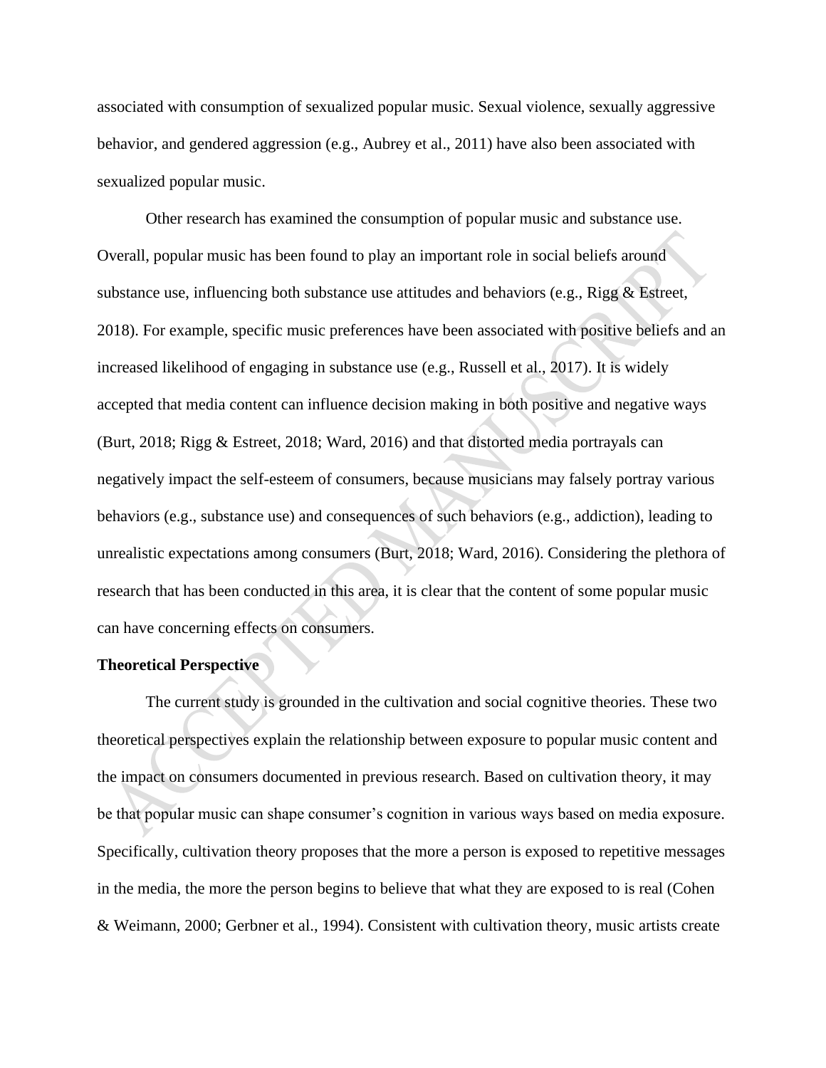associated with consumption of sexualized popular music. Sexual violence, sexually aggressive behavior, and gendered aggression (e.g., Aubrey et al., 2011) have also been associated with sexualized popular music.

Other research has examined the consumption of popular music and substance use. Overall, popular music has been found to play an important role in social beliefs around substance use, influencing both substance use attitudes and behaviors (e.g., Rigg & Estreet, 2018). For example, specific music preferences have been associated with positive beliefs and an increased likelihood of engaging in substance use (e.g., Russell et al., 2017). It is widely accepted that media content can influence decision making in both positive and negative ways (Burt, 2018; Rigg & Estreet, 2018; Ward, 2016) and that distorted media portrayals can negatively impact the self-esteem of consumers, because musicians may falsely portray various behaviors (e.g., substance use) and consequences of such behaviors (e.g., addiction), leading to unrealistic expectations among consumers (Burt, 2018; Ward, 2016). Considering the plethora of research that has been conducted in this area, it is clear that the content of some popular music can have concerning effects on consumers.

**Theoretical Perspective**

The current study is grounded in the cultivation and social cognitive theories. These two theoretical perspectives explain the relationship between exposure to popular music content and the impact on consumers documented in previous research. Based on cultivation theory, it may be that popular music can shape consumer's cognition in various ways based on media exposure. Specifically, cultivation theory proposes that the more a person is exposed to repetitive messages in the media, the more the person begins to believe that what they are exposed to is real (Cohen & Weimann, 2000; Gerbner et al., 1994). Consistent with cultivation theory, music artists create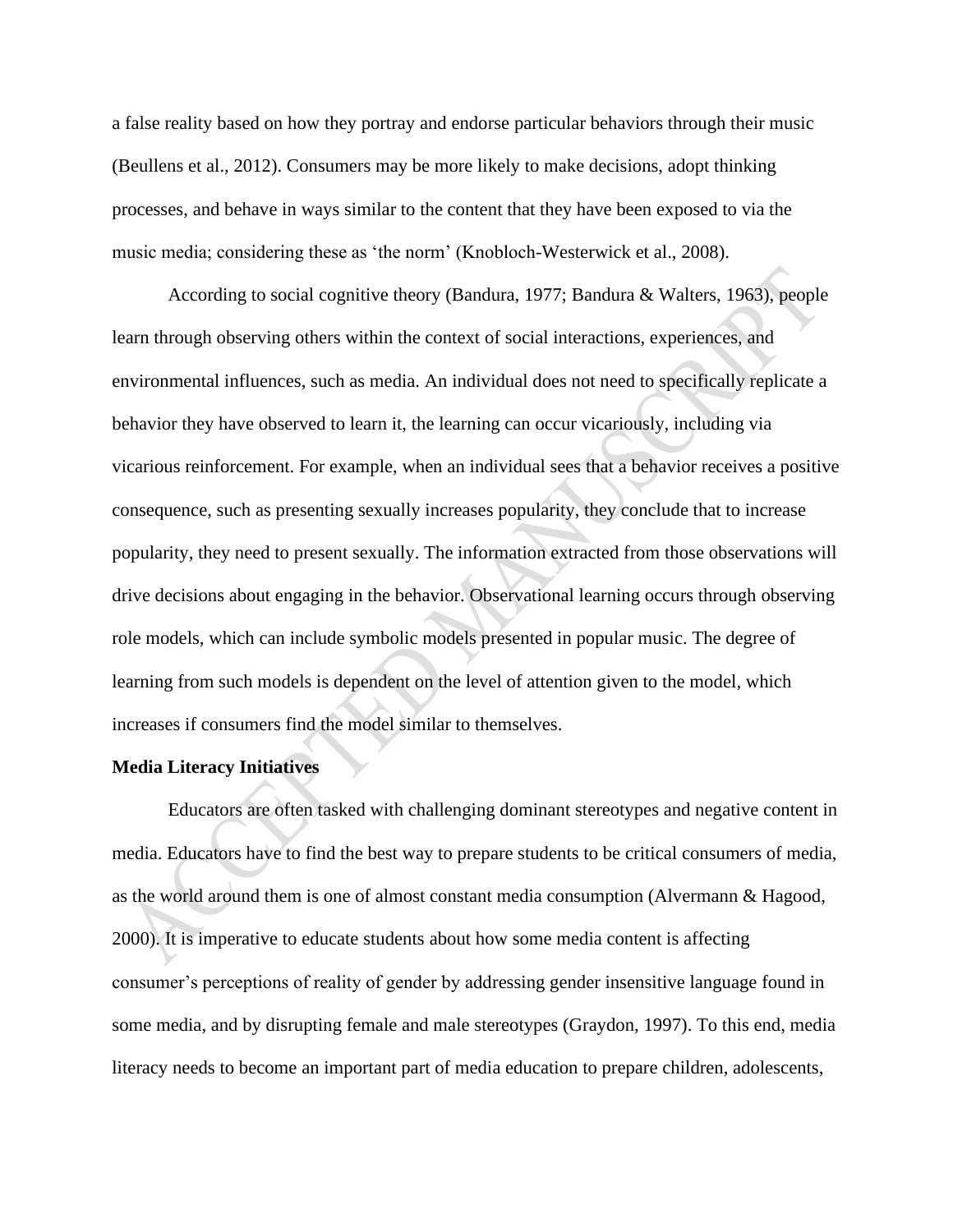a false reality based on how they portray and endorse particular behaviors through their music (Beullens et al., 2012). Consumers may be more likely to make decisions, adopt thinking processes, and behave in ways similar to the content that they have been exposed to via the music media; considering these as 'the norm' (Knobloch-Westerwick et al., 2008).

According to social cognitive theory (Bandura, 1977; Bandura & Walters, 1963), people learn through observing others within the context of social interactions, experiences, and environmental influences, such as media. An individual does not need to specifically replicate a behavior they have observed to learn it, the learning can occur vicariously, including via vicarious reinforcement. For example, when an individual sees that a behavior receives a positive consequence, such as presenting sexually increases popularity, they conclude that to increase popularity, they need to present sexually. The information extracted from those observations will drive decisions about engaging in the behavior. Observational learning occurs through observing role models, which can include symbolic models presented in popular music. The degree of learning from such models is dependent on the level of attention given to the model, which increases if consumers find the model similar to themselves.

**Media Literacy Initiatives**

Educators are often tasked with challenging dominant stereotypes and negative content in media. Educators have to find the best way to prepare students to be critical consumers of media, as the world around them is one of almost constant media consumption (Alvermann & Hagood, 2000). It is imperative to educate students about how some media content is affecting consumer's perceptions of reality of gender by addressing gender insensitive language found in some media, and by disrupting female and male stereotypes (Graydon, 1997). To this end, media literacy needs to become an important part of media education to prepare children, adolescents,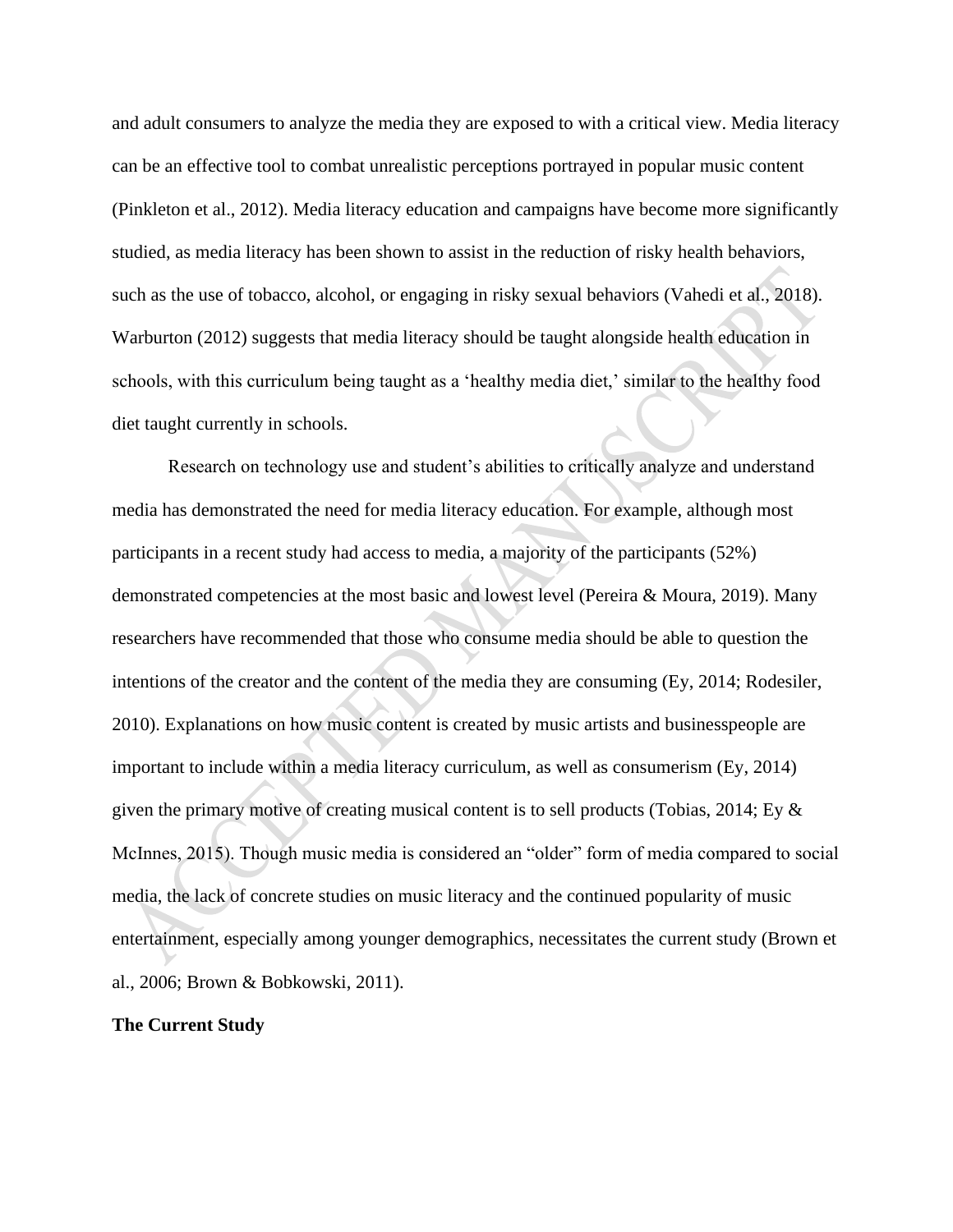and adult consumers to analyze the media they are exposed to with a critical view. Media literacy can be an effective tool to combat unrealistic perceptions portrayed in popular music content (Pinkleton et al., 2012). Media literacy education and campaigns have become more significantly studied, as media literacy has been shown to assist in the reduction of risky health behaviors, such as the use of tobacco, alcohol, or engaging in risky sexual behaviors (Vahedi et al., 2018). Warburton (2012) suggests that media literacy should be taught alongside health education in schools, with this curriculum being taught as a 'healthy media diet,' similar to the healthy food diet taught currently in schools.

Research on technology use and student's abilities to critically analyze and understand media has demonstrated the need for media literacy education. For example, although most participants in a recent study had access to media, a majority of the participants (52%) demonstrated competencies at the most basic and lowest level (Pereira & Moura, 2019). Many researchers have recommended that those who consume media should be able to question the intentions of the creator and the content of the media they are consuming (Ey, 2014; Rodesiler, 2010). Explanations on how music content is created by music artists and businesspeople are important to include within a media literacy curriculum, as well as consumerism (Ey, 2014) given the primary motive of creating musical content is to sell products (Tobias, 2014; Ey & McInnes, 2015). Though music media is considered an "older" form of media compared to social media, the lack of concrete studies on music literacy and the continued popularity of music entertainment, especially among younger demographics, necessitates the current study (Brown et al., 2006; Brown & Bobkowski, 2011).

**The Current Study**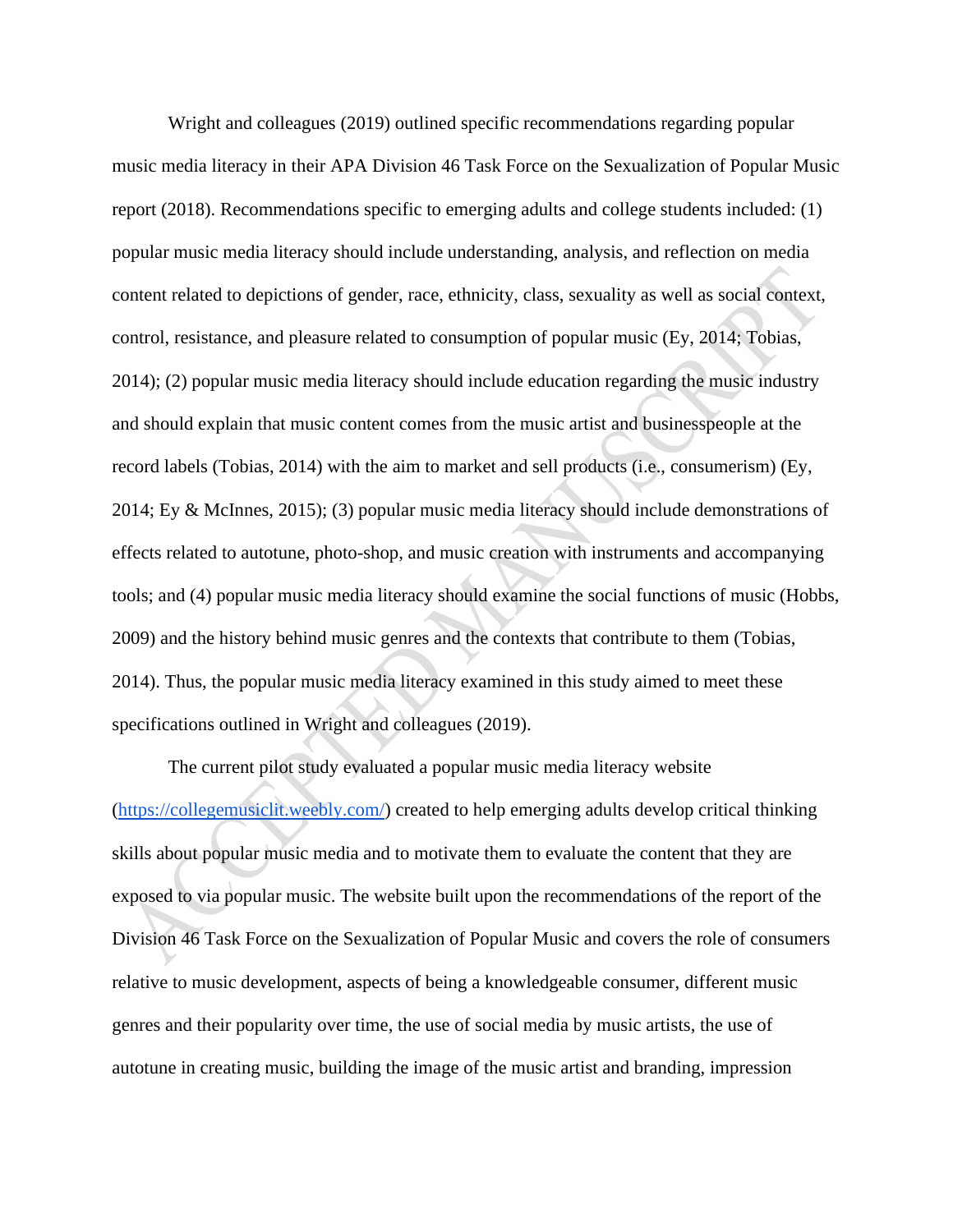Wright and colleagues (2019) outlined specific recommendations regarding popular music media literacy in their APA Division 46 Task Force on the Sexualization of Popular Music report (2018). Recommendations specific to emerging adults and college students included: (1) popular music media literacy should include understanding, analysis, and reflection on media content related to depictions of gender, race, ethnicity, class, sexuality as well as social context, control, resistance, and pleasure related to consumption of popular music (Ey, 2014; Tobias, 2014); (2) popular music media literacy should include education regarding the music industry and should explain that music content comes from the music artist and businesspeople at the record labels (Tobias, 2014) with the aim to market and sell products (i.e., consumerism) (Ey, 2014; Ey & McInnes, 2015); (3) popular music media literacy should include demonstrations of effects related to autotune, photo-shop, and music creation with instruments and accompanying tools; and (4) popular music media literacy should examine the social functions of music (Hobbs, 2009) and the history behind music genres and the contexts that contribute to them (Tobias, 2014). Thus, the popular music media literacy examined in this study aimed to meet these specifications outlined in Wright and colleagues (2019).

The current pilot study evaluated a popular music media literacy website (https://collegemusiclit.weebly.com/) created to help emerging adults develop critical thinking skills about popular music media and to motivate them to evaluate the content that they are exposed to via popular music. The website built upon the recommendations of the report of the Division 46 Task Force on the Sexualization of Popular Music and covers the role of consumers relative to music development, aspects of being a knowledgeable consumer, different music genres and their popularity over time, the use of social media by music artists, the use of autotune in creating music, building the image of the music artist and branding, impression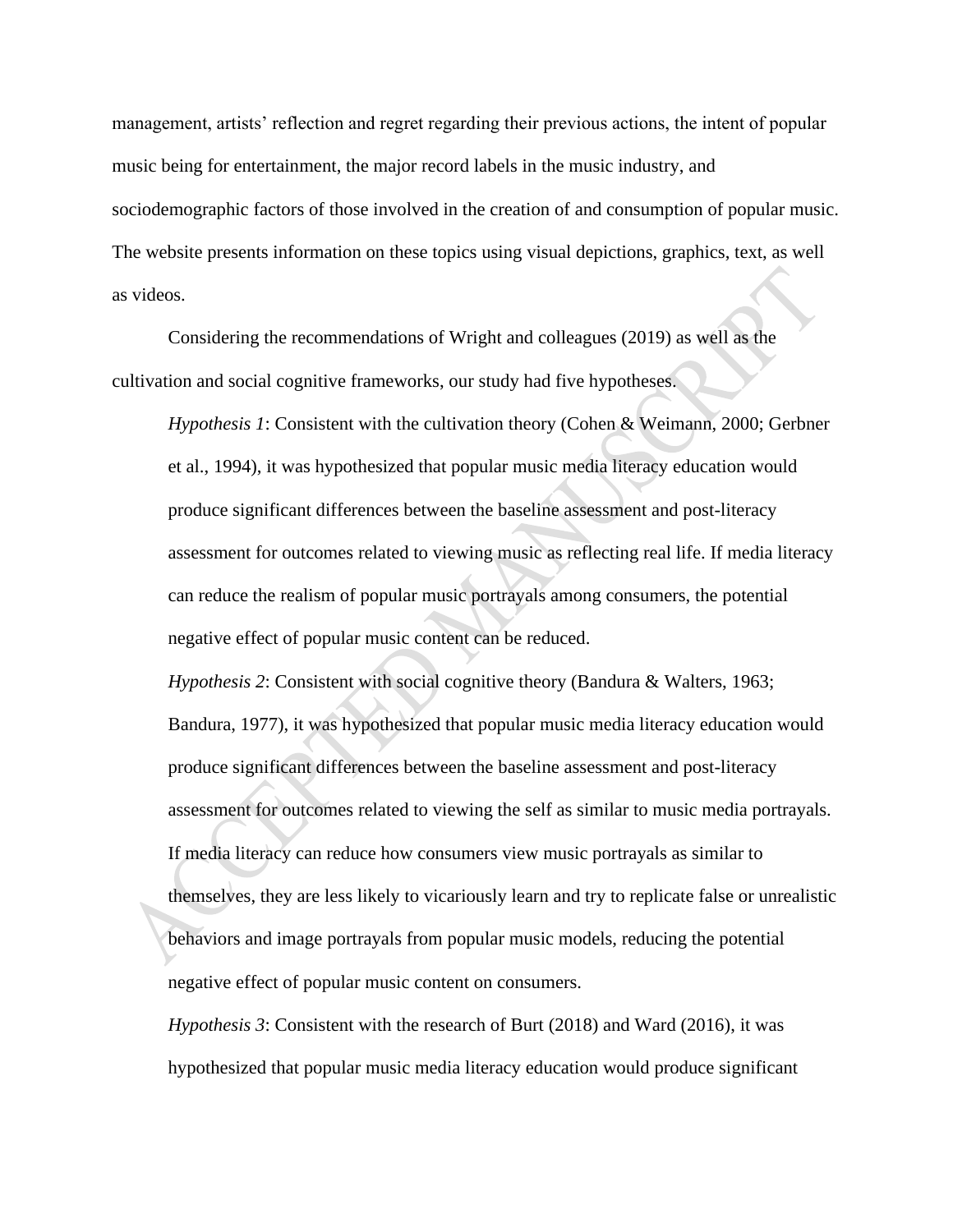management, artists' reflection and regret regarding their previous actions, the intent of popular music being for entertainment, the major record labels in the music industry, and sociodemographic factors of those involved in the creation of and consumption of popular music. The website presents information on these topics using visual depictions, graphics, text, as well as videos.

Considering the recommendations of Wright and colleagues (2019) as well as the cultivation and social cognitive frameworks, our study had five hypotheses.

*Hypothesis 1*: Consistent with the cultivation theory (Cohen & Weimann, 2000; Gerbner et al., 1994), it was hypothesized that popular music media literacy education would produce significant differences between the baseline assessment and post-literacy assessment for outcomes related to viewing music as reflecting real life. If media literacy can reduce the realism of popular music portrayals among consumers, the potential negative effect of popular music content can be reduced.

*Hypothesis 2*: Consistent with social cognitive theory (Bandura & Walters, 1963; Bandura, 1977), it was hypothesized that popular music media literacy education would produce significant differences between the baseline assessment and post-literacy assessment for outcomes related to viewing the self as similar to music media portrayals. If media literacy can reduce how consumers view music portrayals as similar to themselves, they are less likely to vicariously learn and try to replicate false or unrealistic behaviors and image portrayals from popular music models, reducing the potential negative effect of popular music content on consumers.

*Hypothesis 3*: Consistent with the research of Burt (2018) and Ward (2016), it was hypothesized that popular music media literacy education would produce significant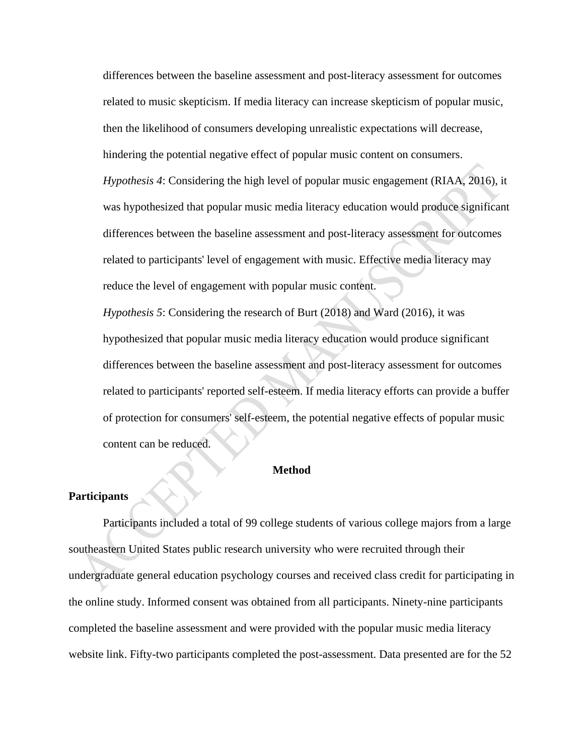differences between the baseline assessment and post-literacy assessment for outcomes related to music skepticism. If media literacy can increase skepticism of popular music, then the likelihood of consumers developing unrealistic expectations will decrease, hindering the potential negative effect of popular music content on consumers.

*Hypothesis 4*: Considering the high level of popular music engagement (RIAA, 2016), it was hypothesized that popular music media literacy education would produce significant differences between the baseline assessment and post-literacy assessment for outcomes related to participants' level of engagement with music. Effective media literacy may reduce the level of engagement with popular music content.

*Hypothesis 5*: Considering the research of Burt (2018) and Ward (2016), it was hypothesized that popular music media literacy education would produce significant differences between the baseline assessment and post-literacy assessment for outcomes related to participants' reported self-esteem. If media literacy efforts can provide a buffer of protection for consumers' self-esteem, the potential negative effects of popular music content can be reduced.

## Method

### Participants

Participants included a total of 99 college students of various college majors from a large southeastern United States public research university who were recruited through their undergraduate general education psychology courses and received class credit for participating in the online study. Informed consent was obtained from all participants. Ninety-nine participants completed the baseline assessment and were provided with the popular music media literacy website link. Fifty-two participants completed the post-assessment. Data presented are for the 52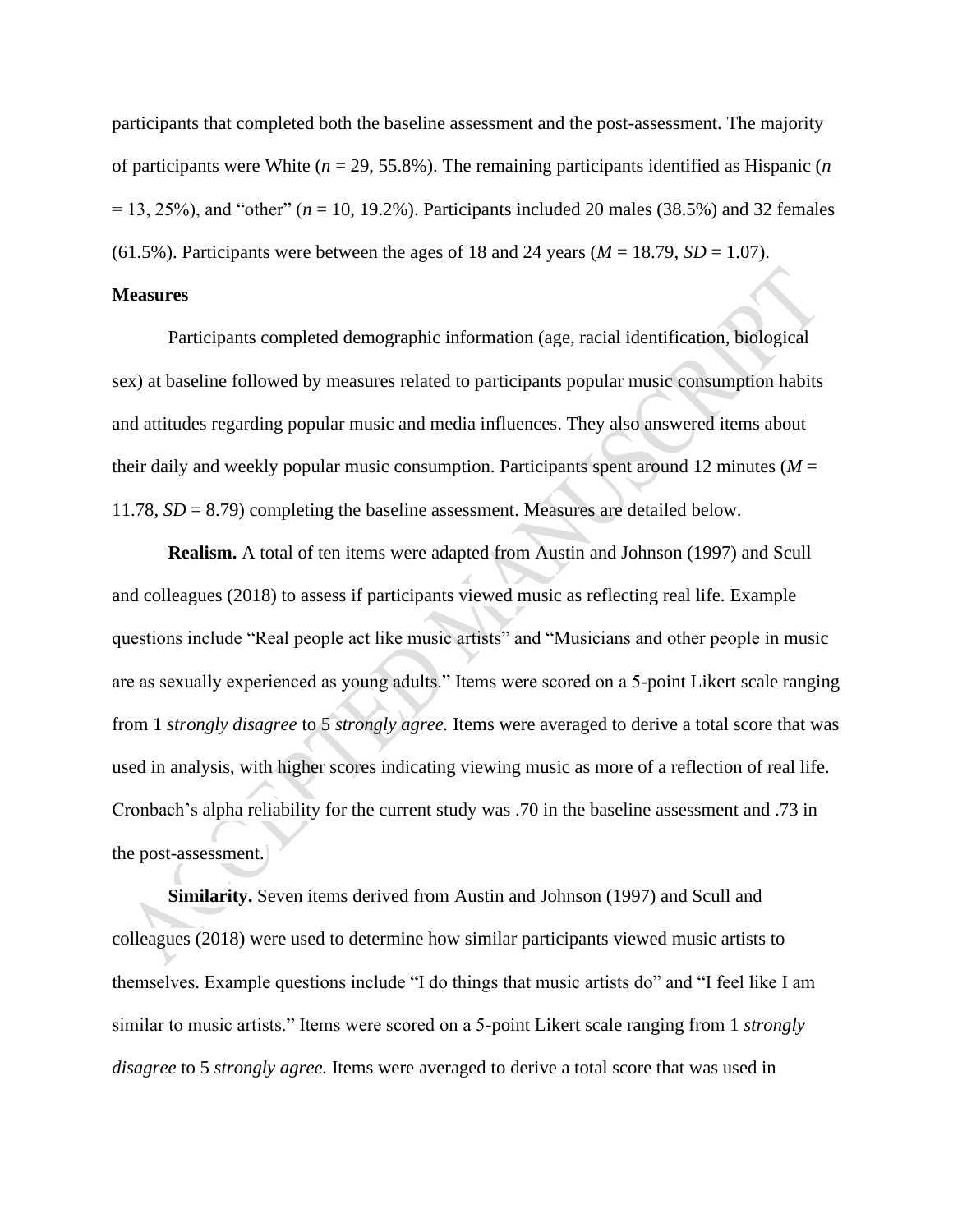participants that completed both the baseline assessment and the post-assessment. The majority of participants were White ($n$ = 29, 55.8%). The remaining participants identified as Hispanic ($n$ = 13, 25%), and "other" ($n$ = 10, 19.2%). Participants included 20 males (38.5%) and 32 females (61.5%). Participants were between the ages of 18 and 24 years ($M$ = 18.79, $SD$ = 1.07).

**Measures**

Participants completed demographic information (age, racial identification, biological sex) at baseline followed by measures related to participants popular music consumption habits and attitudes regarding popular music and media influences. They also answered items about their daily and weekly popular music consumption. Participants spent around 12 minutes ($M$ = 11.78, $SD$ = 8.79) completing the baseline assessment. Measures are detailed below.

**Realism.** A total of ten items were adapted from Austin and Johnson (1997) and Scull and colleagues (2018) to assess if participants viewed music as reflecting real life. Example questions include "Real people act like music artists" and "Musicians and other people in music are as sexually experienced as young adults." Items were scored on a 5-point Likert scale ranging from 1 *strongly disagree* to 5 *strongly agree.* Items were averaged to derive a total score that was used in analysis, with higher scores indicating viewing music as more of a reflection of real life. Cronbach's alpha reliability for the current study was .70 in the baseline assessment and .73 in the post-assessment.

**Similarity.** Seven items derived from Austin and Johnson (1997) and Scull and colleagues (2018) were used to determine how similar participants viewed music artists to themselves. Example questions include "I do things that music artists do" and "I feel like I am similar to music artists." Items were scored on a 5-point Likert scale ranging from 1 *strongly disagree* to 5 *strongly agree.* Items were averaged to derive a total score that was used in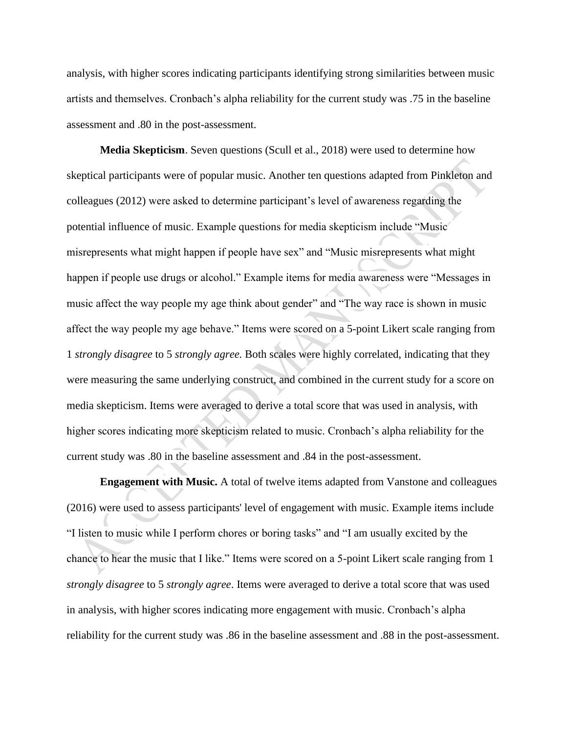analysis, with higher scores indicating participants identifying strong similarities between music artists and themselves. Cronbach's alpha reliability for the current study was .75 in the baseline assessment and .80 in the post-assessment.

**Media Skepticism**. Seven questions (Scull et al., 2018) were used to determine how skeptical participants were of popular music. Another ten questions adapted from Pinkleton and colleagues (2012) were asked to determine participant's level of awareness regarding the potential influence of music. Example questions for media skepticism include "Music misrepresents what might happen if people have sex" and "Music misrepresents what might happen if people use drugs or alcohol." Example items for media awareness were "Messages in music affect the way people my age think about gender" and "The way race is shown in music affect the way people my age behave." Items were scored on a 5-point Likert scale ranging from 1 *strongly disagree* to 5 *strongly agree.* Both scales were highly correlated, indicating that they were measuring the same underlying construct, and combined in the current study for a score on media skepticism. Items were averaged to derive a total score that was used in analysis, with higher scores indicating more skepticism related to music. Cronbach's alpha reliability for the current study was .80 in the baseline assessment and .84 in the post-assessment.

**Engagement with Music.** A total of twelve items adapted from Vanstone and colleagues (2016) were used to assess participants' level of engagement with music. Example items include "I listen to music while I perform chores or boring tasks" and "I am usually excited by the chance to hear the music that I like." Items were scored on a 5-point Likert scale ranging from 1 *strongly disagree* to 5 *strongly agree*. Items were averaged to derive a total score that was used in analysis, with higher scores indicating more engagement with music. Cronbach's alpha reliability for the current study was .86 in the baseline assessment and .88 in the post-assessment.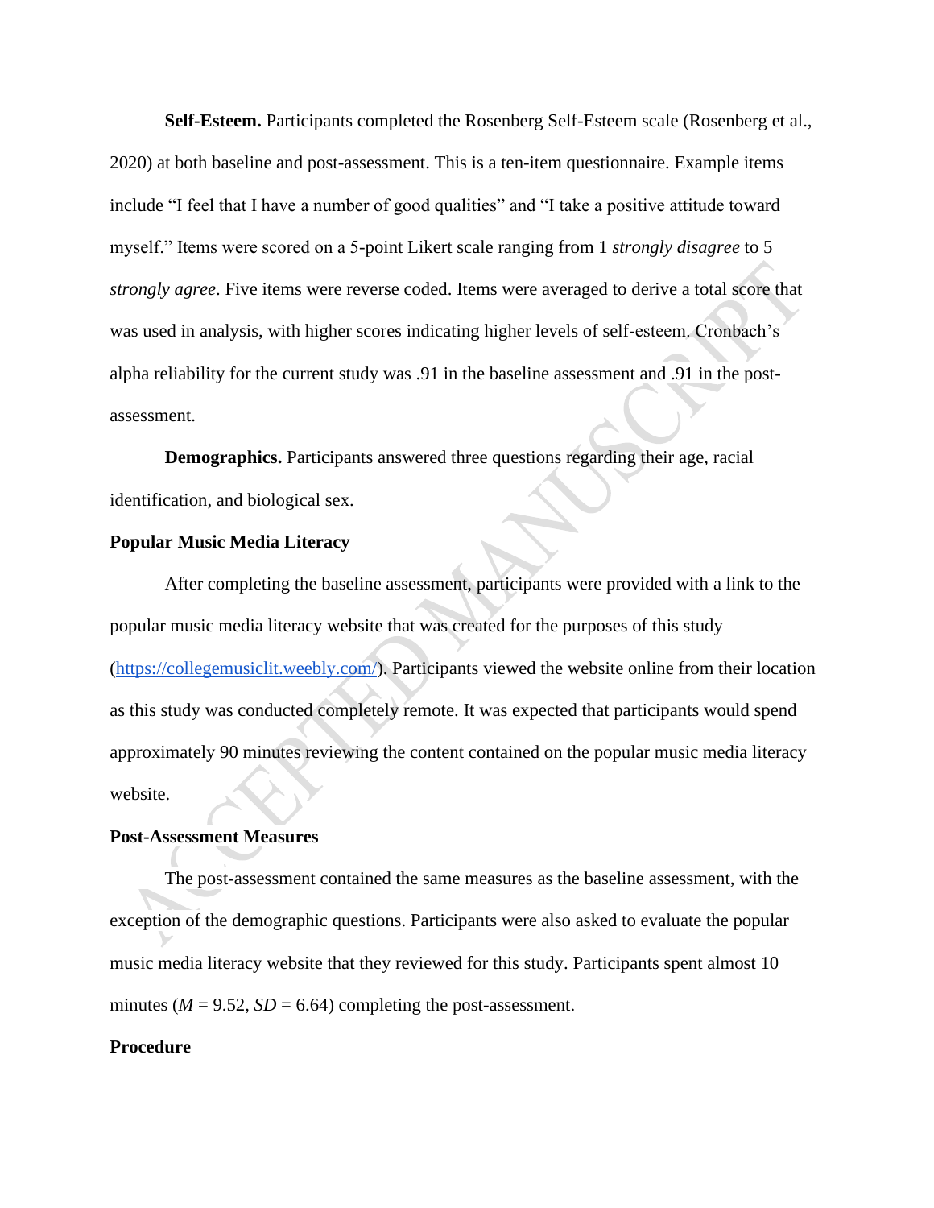**Self-Esteem.** Participants completed the Rosenberg Self-Esteem scale (Rosenberg et al., 2020) at both baseline and post-assessment. This is a ten-item questionnaire. Example items include "I feel that I have a number of good qualities" and "I take a positive attitude toward myself." Items were scored on a 5-point Likert scale ranging from 1 *strongly disagree* to 5 *strongly agree*. Five items were reverse coded. Items were averaged to derive a total score that was used in analysis, with higher scores indicating higher levels of self-esteem. Cronbach's alpha reliability for the current study was .91 in the baseline assessment and .91 in the post-assessment.

**Demographics.** Participants answered three questions regarding their age, racial identification, and biological sex.

### Popular Music Media Literacy

After completing the baseline assessment, participants were provided with a link to the popular music media literacy website that was created for the purposes of this study (https://collegemusiclit.weebly.com/). Participants viewed the website online from their location as this study was conducted completely remote. It was expected that participants would spend approximately 90 minutes reviewing the content contained on the popular music media literacy website.

### Post-Assessment Measures

The post-assessment contained the same measures as the baseline assessment, with the exception of the demographic questions. Participants were also asked to evaluate the popular music media literacy website that they reviewed for this study. Participants spent almost 10 minutes ($M$ = 9.52, $SD$ = 6.64) completing the post-assessment.

### Procedure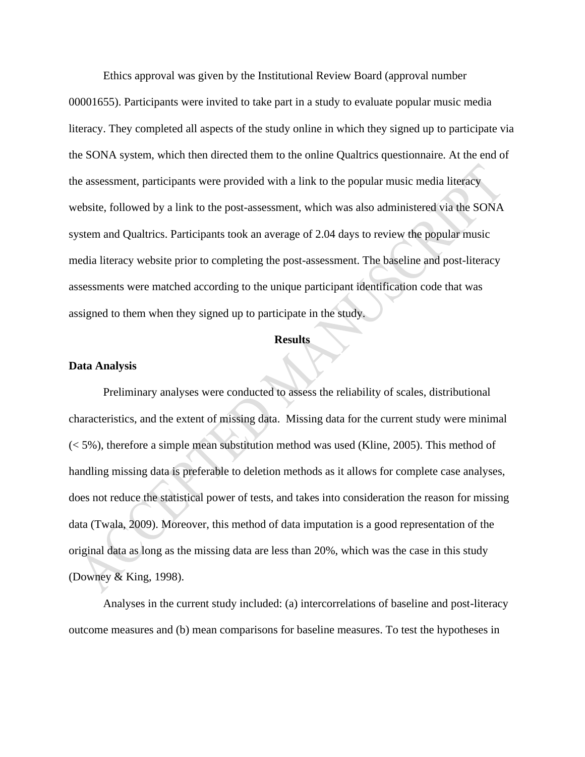Ethics approval was given by the Institutional Review Board (approval number 00001655). Participants were invited to take part in a study to evaluate popular music media literacy. They completed all aspects of the study online in which they signed up to participate via the SONA system, which then directed them to the online Qualtrics questionnaire. At the end of the assessment, participants were provided with a link to the popular music media literacy website, followed by a link to the post-assessment, which was also administered via the SONA system and Qualtrics. Participants took an average of 2.04 days to review the popular music media literacy website prior to completing the post-assessment. The baseline and post-literacy assessments were matched according to the unique participant identification code that was assigned to them when they signed up to participate in the study.

## Results

### Data Analysis

Preliminary analyses were conducted to assess the reliability of scales, distributional characteristics, and the extent of missing data. Missing data for the current study were minimal (< 5%), therefore a simple mean substitution method was used (Kline, 2005). This method of handling missing data is preferable to deletion methods as it allows for complete case analyses, does not reduce the statistical power of tests, and takes into consideration the reason for missing data (Twala, 2009). Moreover, this method of data imputation is a good representation of the original data as long as the missing data are less than 20%, which was the case in this study (Downey & King, 1998).

Analyses in the current study included: (a) intercorrelations of baseline and post-literacy outcome measures and (b) mean comparisons for baseline measures. To test the hypotheses in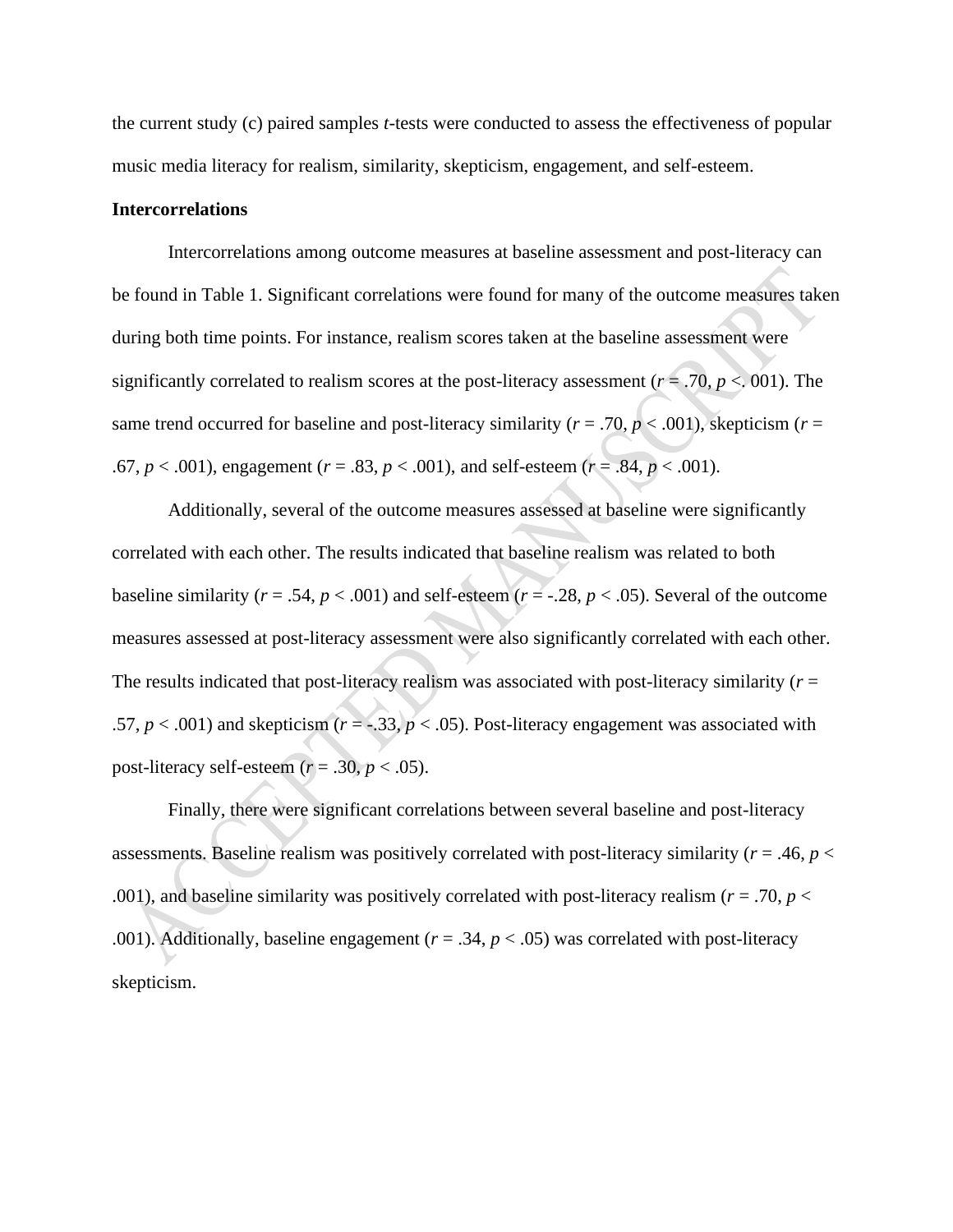the current study (c) paired samples *t*-tests were conducted to assess the effectiveness of popular music media literacy for realism, similarity, skepticism, engagement, and self-esteem.

**Intercorrelations**

Intercorrelations among outcome measures at baseline assessment and post-literacy can be found in Table 1. Significant correlations were found for many of the outcome measures taken during both time points. For instance, realism scores taken at the baseline assessment were significantly correlated to realism scores at the post-literacy assessment ($r = .70$, $p <. 001$). The same trend occurred for baseline and post-literacy similarity ($r = .70$, $p < .001$), skepticism ($r = .67$, $p < .001$), engagement ($r = .83$, $p < .001$), and self-esteem ($r = .84$, $p < .001$).

Additionally, several of the outcome measures assessed at baseline were significantly correlated with each other. The results indicated that baseline realism was related to both baseline similarity ($r = .54$, $p < .001$) and self-esteem ($r = -.28$, $p < .05$). Several of the outcome measures assessed at post-literacy assessment were also significantly correlated with each other. The results indicated that post-literacy realism was associated with post-literacy similarity ($r = .57$, $p < .001$) and skepticism ($r = -.33$, $p < .05$). Post-literacy engagement was associated with post-literacy self-esteem ($r = .30$, $p < .05$).

Finally, there were significant correlations between several baseline and post-literacy assessments. Baseline realism was positively correlated with post-literacy similarity ($r = .46$, $p < .001$), and baseline similarity was positively correlated with post-literacy realism ($r = .70$, $p < .001$). Additionally, baseline engagement ($r = .34$, $p < .05$) was correlated with post-literacy skepticism.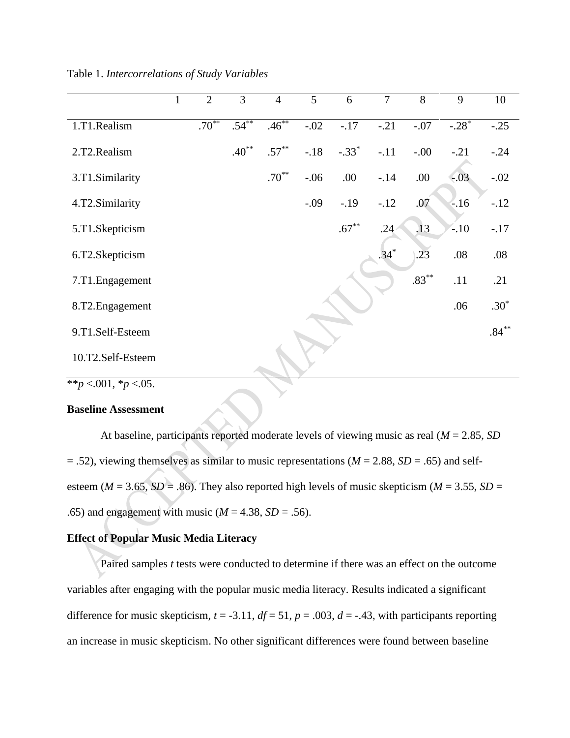Table 1. *Intercorrelations of Study Variables*

| | 1 | 2 | 3 | 4 | 5 | 6 | 7 | 8 | 9 | 10 |
|---|---|---|---|---|---|---|---|---|---|---|
| 1.T1.Realism | | .70** | .54** | .46** | -.02 | -.17 | -.21 | -.07 | -.28* | -.25 |
| 2.T2.Realism | | | .40** | .57** | -.18 | -.33* | -.11 | -.00 | -.21 | -.24 |
| 3.T1.Similarity | | | | .70** | -.06 | .00 | -.14 | .00 | -.03 | -.02 |
| 4.T2.Similarity | | | | | -.09 | -.19 | -.12 | .07 | -.16 | -.12 |
| 5.T1.Skepticism | | | | | | .67** | .24 | .13 | -.10 | -.17 |
| 6.T2.Skepticism | | | | | | | .34* | .23 | .08 | .08 |
| 7.T1.Engagement | | | | | | | | .83** | .11 | .21 |
| 8.T2.Engagement | | | | | | | | | .06 | .30* |
| 9.T1.Self-Esteem | | | | | | | | | | .84** |
| 10.T2.Self-Esteem | | | | | | | | | | |

**$p$ <.001, *$p$ <.05.

**Baseline Assessment**

At baseline, participants reported moderate levels of viewing music as real ($M$ = 2.85, $SD$ = .52), viewing themselves as similar to music representations ($M$ = 2.88, $SD$ = .65) and self-esteem ($M$ = 3.65, $SD$ = .86). They also reported high levels of music skepticism ($M$ = 3.55, $SD$ = .65) and engagement with music ($M$ = 4.38, $SD$ = .56).

**Effect of Popular Music Media Literacy**

Paired samples $t$ tests were conducted to determine if there was an effect on the outcome variables after engaging with the popular music media literacy. Results indicated a significant difference for music skepticism, $t$ = -3.11, $df$ = 51, $p$ = .003, $d$ = -.43, with participants reporting an increase in music skepticism. No other significant differences were found between baseline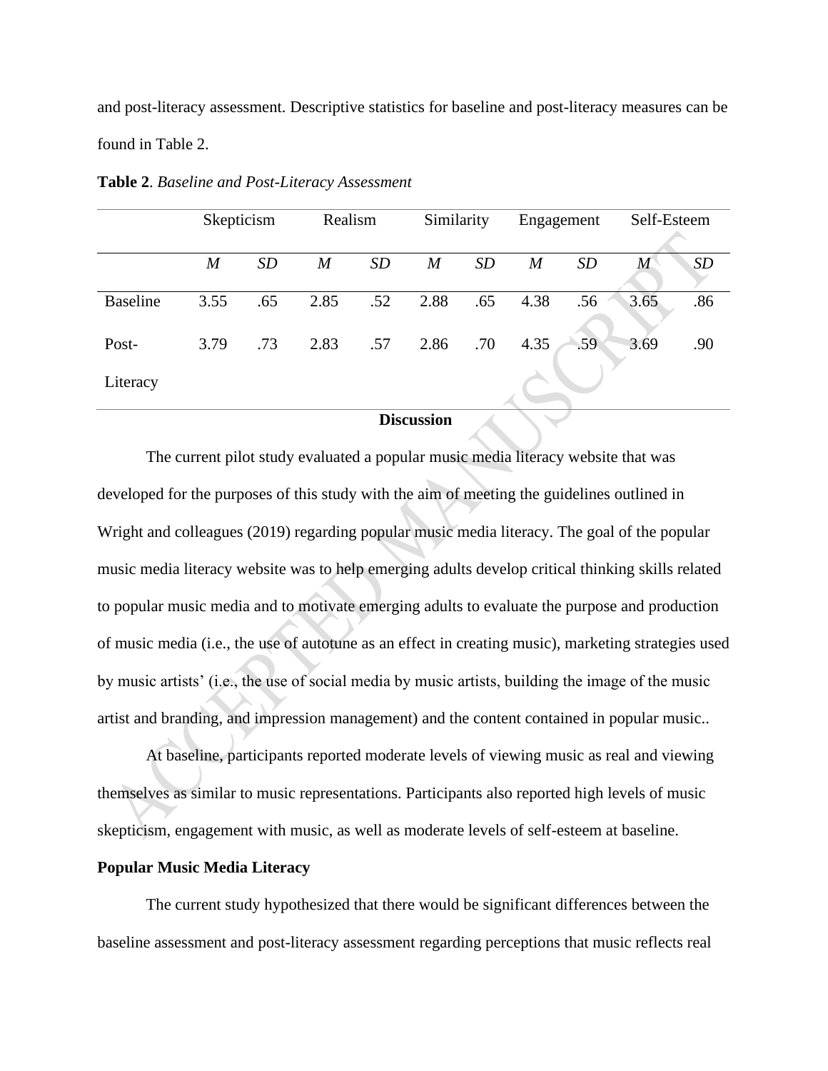and post-literacy assessment. Descriptive statistics for baseline and post-literacy measures can be found in Table 2.

**Table 2**. *Baseline and Post-Literacy Assessment*

| | Skepticism | | Realism | | Similarity | | Engagement | | Self-Esteem | |
|---|---|---|---|---|---|---|---|---|---|---|
| | *M* | *SD* | *M* | *SD* | *M* | *SD* | *M* | *SD* | *M* | *SD* |
| Baseline | 3.55 | .65 | 2.85 | .52 | 2.88 | .65 | 4.38 | .56 | 3.65 | .86 |
| Post-Literacy | 3.79 | .73 | 2.83 | .57 | 2.86 | .70 | 4.35 | .59 | 3.69 | .90 |

## Discussion

The current pilot study evaluated a popular music media literacy website that was developed for the purposes of this study with the aim of meeting the guidelines outlined in Wright and colleagues (2019) regarding popular music media literacy. The goal of the popular music media literacy website was to help emerging adults develop critical thinking skills related to popular music media and to motivate emerging adults to evaluate the purpose and production of music media (i.e., the use of autotune as an effect in creating music), marketing strategies used by music artists' (i.e., the use of social media by music artists, building the image of the music artist and branding, and impression management) and the content contained in popular music..

At baseline, participants reported moderate levels of viewing music as real and viewing themselves as similar to music representations. Participants also reported high levels of music skepticism, engagement with music, as well as moderate levels of self-esteem at baseline.

### Popular Music Media Literacy

The current study hypothesized that there would be significant differences between the baseline assessment and post-literacy assessment regarding perceptions that music reflects real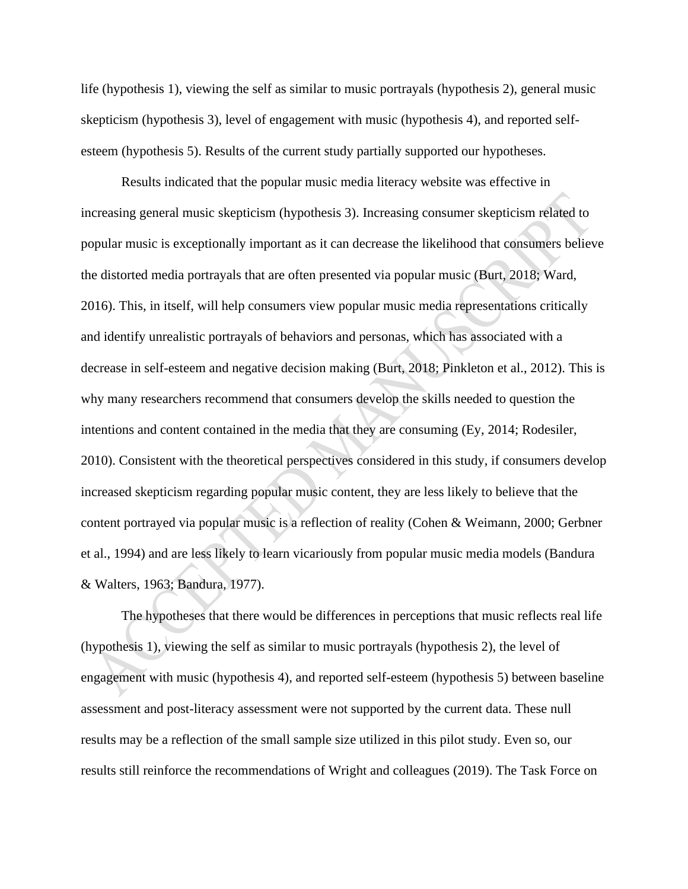life (hypothesis 1), viewing the self as similar to music portrayals (hypothesis 2), general music skepticism (hypothesis 3), level of engagement with music (hypothesis 4), and reported self-esteem (hypothesis 5). Results of the current study partially supported our hypotheses.

Results indicated that the popular music media literacy website was effective in increasing general music skepticism (hypothesis 3). Increasing consumer skepticism related to popular music is exceptionally important as it can decrease the likelihood that consumers believe the distorted media portrayals that are often presented via popular music (Burt, 2018; Ward, 2016). This, in itself, will help consumers view popular music media representations critically and identify unrealistic portrayals of behaviors and personas, which has associated with a decrease in self-esteem and negative decision making (Burt, 2018; Pinkleton et al., 2012). This is why many researchers recommend that consumers develop the skills needed to question the intentions and content contained in the media that they are consuming (Ey, 2014; Rodesiler, 2010). Consistent with the theoretical perspectives considered in this study, if consumers develop increased skepticism regarding popular music content, they are less likely to believe that the content portrayed via popular music is a reflection of reality (Cohen & Weimann, 2000; Gerbner et al., 1994) and are less likely to learn vicariously from popular music media models (Bandura & Walters, 1963; Bandura, 1977).

The hypotheses that there would be differences in perceptions that music reflects real life (hypothesis 1), viewing the self as similar to music portrayals (hypothesis 2), the level of engagement with music (hypothesis 4), and reported self-esteem (hypothesis 5) between baseline assessment and post-literacy assessment were not supported by the current data. These null results may be a reflection of the small sample size utilized in this pilot study. Even so, our results still reinforce the recommendations of Wright and colleagues (2019). The Task Force on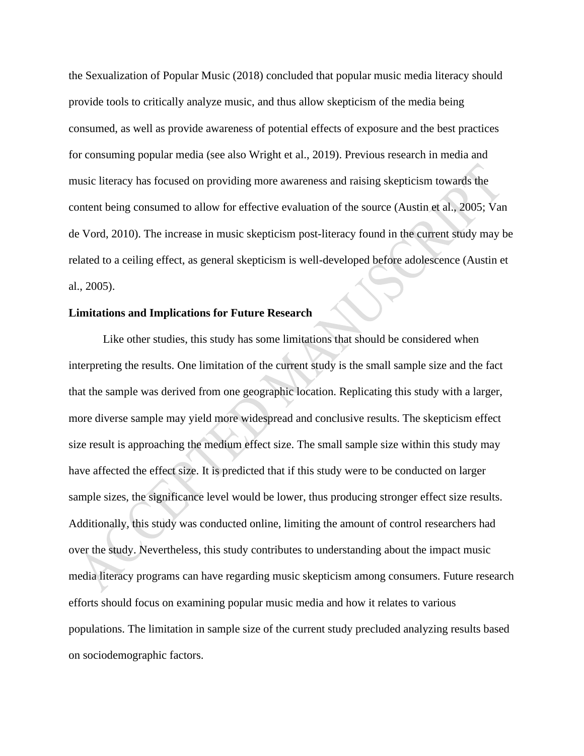the Sexualization of Popular Music (2018) concluded that popular music media literacy should provide tools to critically analyze music, and thus allow skepticism of the media being consumed, as well as provide awareness of potential effects of exposure and the best practices for consuming popular media (see also Wright et al., 2019). Previous research in media and music literacy has focused on providing more awareness and raising skepticism towards the content being consumed to allow for effective evaluation of the source (Austin et al., 2005; Van de Vord, 2010). The increase in music skepticism post-literacy found in the current study may be related to a ceiling effect, as general skepticism is well-developed before adolescence (Austin et al., 2005).

**Limitations and Implications for Future Research**

Like other studies, this study has some limitations that should be considered when interpreting the results. One limitation of the current study is the small sample size and the fact that the sample was derived from one geographic location. Replicating this study with a larger, more diverse sample may yield more widespread and conclusive results. The skepticism effect size result is approaching the medium effect size. The small sample size within this study may have affected the effect size. It is predicted that if this study were to be conducted on larger sample sizes, the significance level would be lower, thus producing stronger effect size results. Additionally, this study was conducted online, limiting the amount of control researchers had over the study. Nevertheless, this study contributes to understanding about the impact music media literacy programs can have regarding music skepticism among consumers. Future research efforts should focus on examining popular music media and how it relates to various populations. The limitation in sample size of the current study precluded analyzing results based on sociodemographic factors.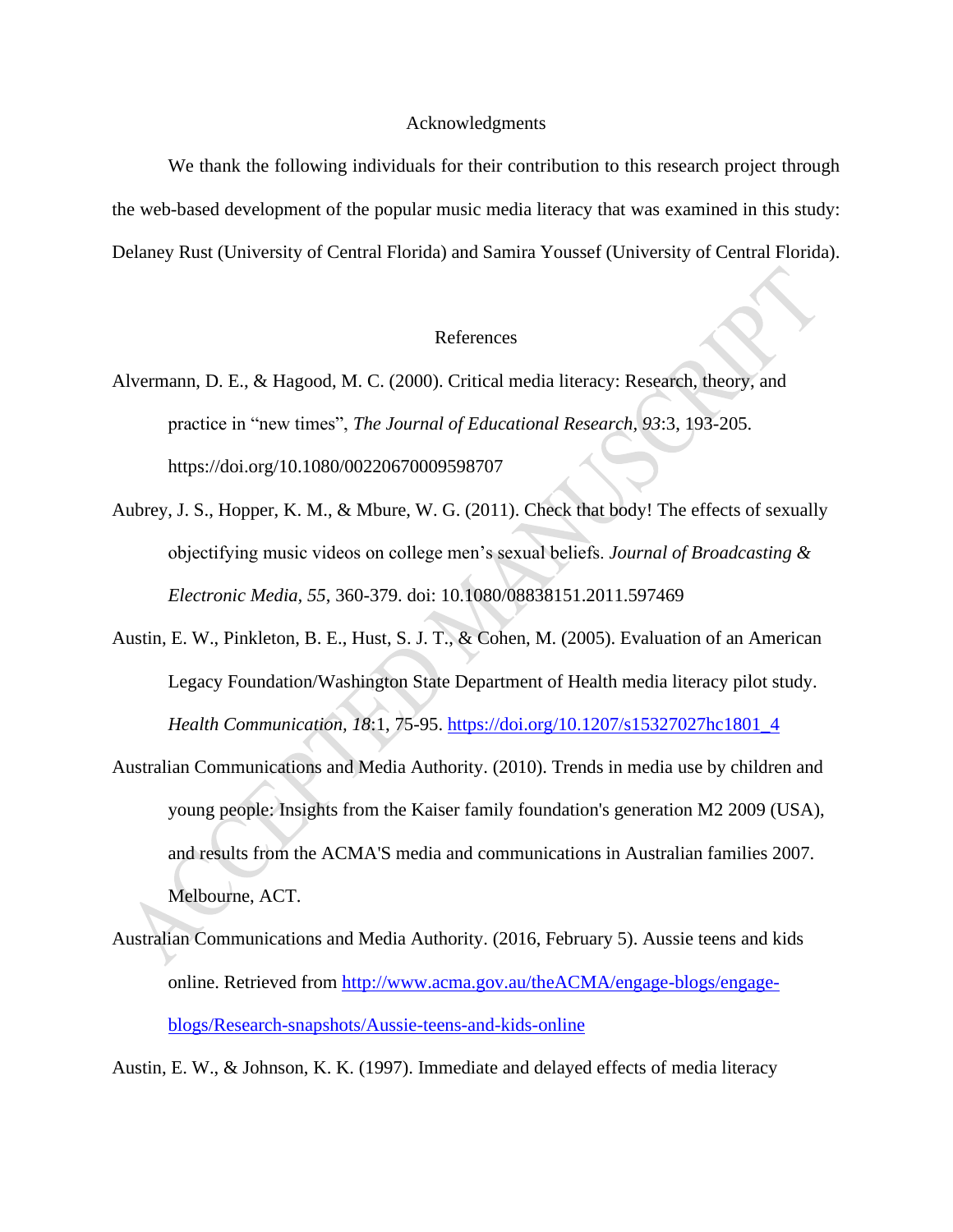## Acknowledgments

We thank the following individuals for their contribution to this research project through the web-based development of the popular music media literacy that was examined in this study: Delaney Rust (University of Central Florida) and Samira Youssef (University of Central Florida).

## References

Alvermann, D. E., & Hagood, M. C. (2000). Critical media literacy: Research, theory, and practice in "new times", *The Journal of Educational Research, 93*:3, 193-205. https://doi.org/10.1080/00220670009598707

Aubrey, J. S., Hopper, K. M., & Mbure, W. G. (2011). Check that body! The effects of sexually objectifying music videos on college men's sexual beliefs. *Journal of Broadcasting & Electronic Media, 55*, 360-379. doi: 10.1080/08838151.2011.597469

Austin, E. W., Pinkleton, B. E., Hust, S. J. T., & Cohen, M. (2005). Evaluation of an American Legacy Foundation/Washington State Department of Health media literacy pilot study. *Health Communication, 18*:1, 75-95. https://doi.org/10.1207/s15327027hc1801_4

Australian Communications and Media Authority. (2010). Trends in media use by children and young people: Insights from the Kaiser family foundation's generation M2 2009 (USA), and results from the ACMA'S media and communications in Australian families 2007. Melbourne, ACT.

Australian Communications and Media Authority. (2016, February 5). Aussie teens and kids online. Retrieved from http://www.acma.gov.au/theACMA/engage-blogs/engage-blogs/Research-snapshots/Aussie-teens-and-kids-online

Austin, E. W., & Johnson, K. K. (1997). Immediate and delayed effects of media literacy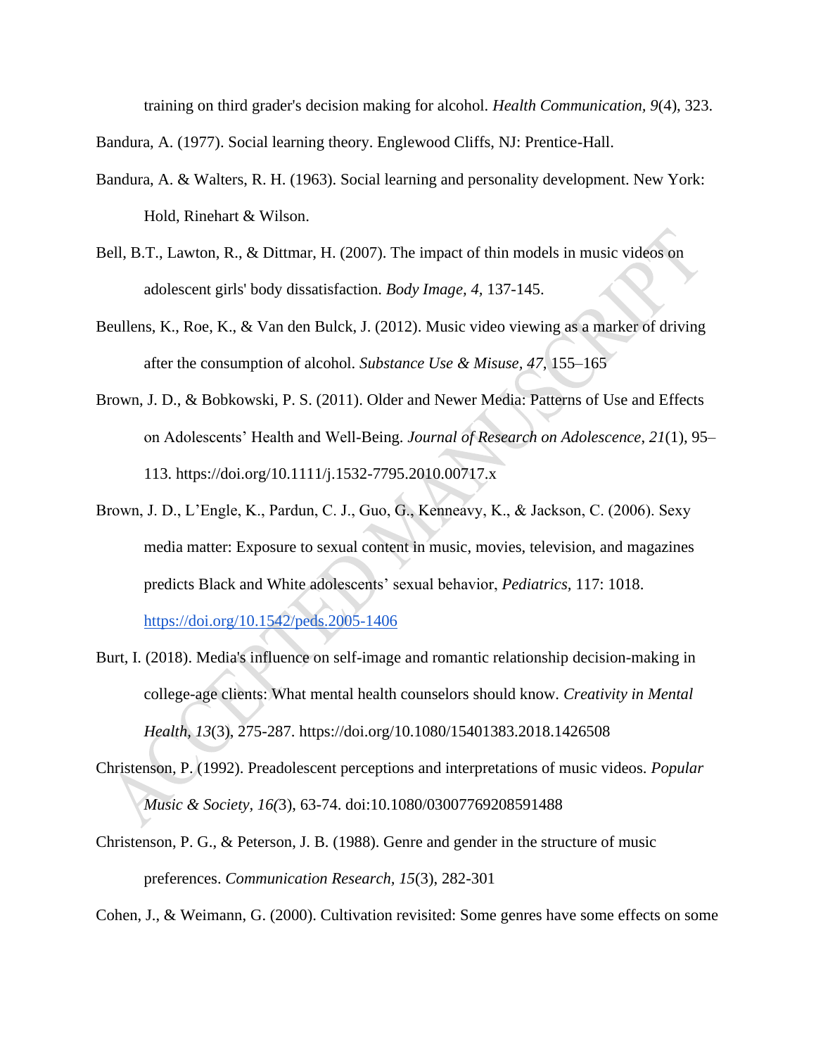training on third grader's decision making for alcohol. *Health Communication, 9*(4), 323.

Bandura, A. (1977). Social learning theory. Englewood Cliffs, NJ: Prentice-Hall.

Bandura, A. & Walters, R. H. (1963). Social learning and personality development. New York: Hold, Rinehart & Wilson.

Bell, B.T., Lawton, R., & Dittmar, H. (2007). The impact of thin models in music videos on adolescent girls' body dissatisfaction. *Body Image, 4,* 137-145.

Beullens, K., Roe, K., & Van den Bulck, J. (2012). Music video viewing as a marker of driving after the consumption of alcohol. *Substance Use & Misuse, 47*, 155–165

Brown, J. D., & Bobkowski, P. S. (2011). Older and Newer Media: Patterns of Use and Effects on Adolescents' Health and Well-Being. *Journal of Research on Adolescence*, *21*(1), 95–113. https://doi.org/10.1111/j.1532-7795.2010.00717.x

Brown, J. D., L'Engle, K., Pardun, C. J., Guo, G., Kenneavy, K., & Jackson, C. (2006). Sexy media matter: Exposure to sexual content in music, movies, television, and magazines predicts Black and White adolescents' sexual behavior, *Pediatrics,* 117: 1018. https://doi.org/10.1542/peds.2005-1406

Burt, I. (2018). Media's influence on self-image and romantic relationship decision-making in college-age clients: What mental health counselors should know. *Creativity in Mental Health, 13*(3), 275-287. https://doi.org/10.1080/15401383.2018.1426508

Christenson, P. (1992). Preadolescent perceptions and interpretations of music videos. *Popular Music & Society, 16(*3), 63-74. doi:10.1080/03007769208591488

Christenson, P. G., & Peterson, J. B. (1988). Genre and gender in the structure of music preferences. *Communication Research, 15*(3), 282-301

Cohen, J., & Weimann, G. (2000). Cultivation revisited: Some genres have some effects on some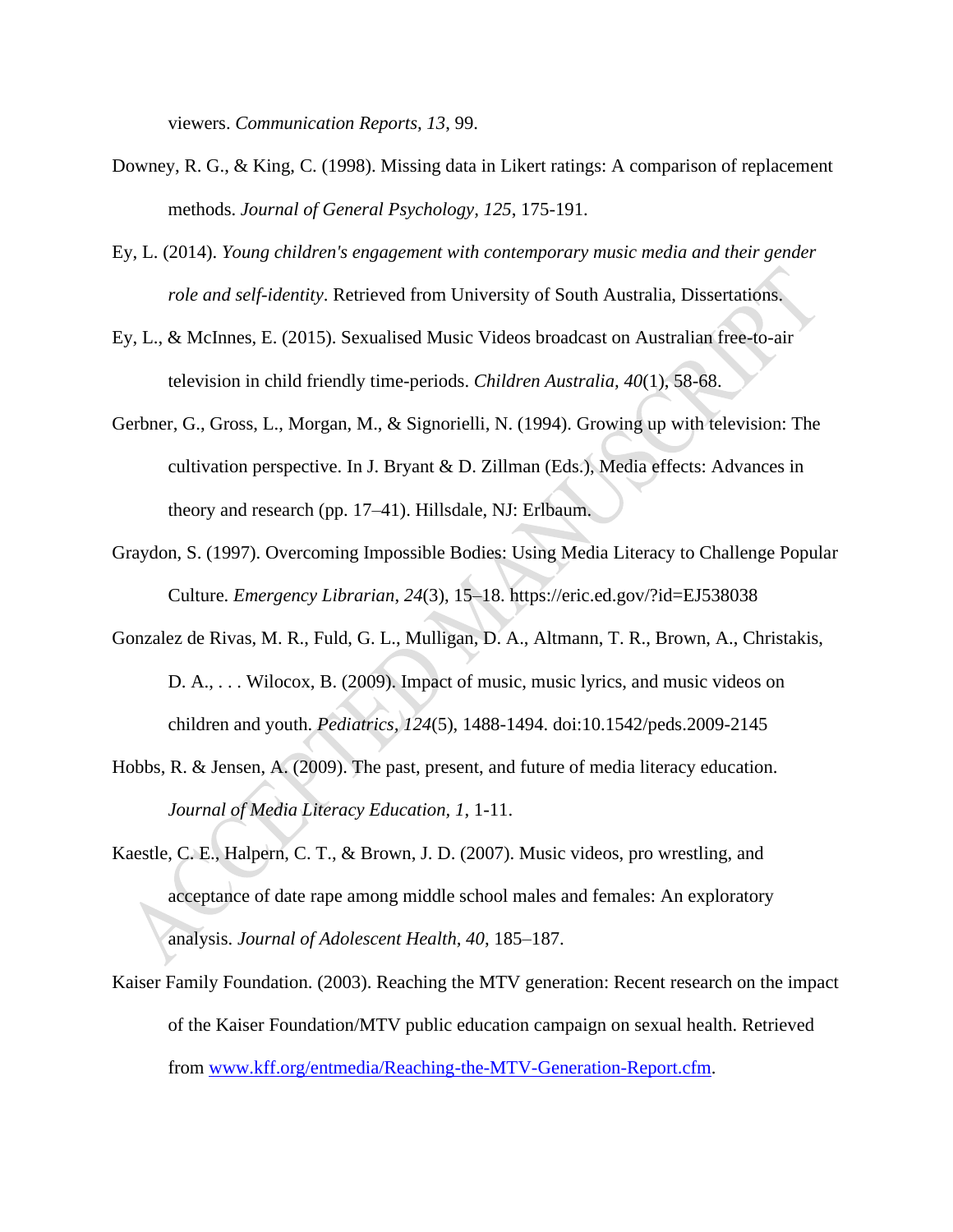viewers. *Communication Reports, 13*, 99.

Downey, R. G., & King, C. (1998). Missing data in Likert ratings: A comparison of replacement methods. *Journal of General Psychology, 125*, 175-191.

Ey, L. (2014). *Young children's engagement with contemporary music media and their gender role and self-identity*. Retrieved from University of South Australia, Dissertations.

Ey, L., & McInnes, E. (2015). Sexualised Music Videos broadcast on Australian free-to-air television in child friendly time-periods. *Children Australia, 40*(1), 58-68.

Gerbner, G., Gross, L., Morgan, M., & Signorielli, N. (1994). Growing up with television: The cultivation perspective. In J. Bryant & D. Zillman (Eds.), Media effects: Advances in theory and research (pp. 17–41). Hillsdale, NJ: Erlbaum.

Graydon, S. (1997). Overcoming Impossible Bodies: Using Media Literacy to Challenge Popular Culture. *Emergency Librarian*, *24*(3), 15–18. https://eric.ed.gov/?id=EJ538038

Gonzalez de Rivas, M. R., Fuld, G. L., Mulligan, D. A., Altmann, T. R., Brown, A., Christakis, D. A., . . . Wilocox, B. (2009). Impact of music, music lyrics, and music videos on children and youth. *Pediatrics*, *124*(5), 1488-1494. doi:10.1542/peds.2009-2145

Hobbs, R. & Jensen, A. (2009). The past, present, and future of media literacy education. *Journal of Media Literacy Education, 1*, 1-11.

Kaestle, C. E., Halpern, C. T., & Brown, J. D. (2007). Music videos, pro wrestling, and acceptance of date rape among middle school males and females: An exploratory analysis. *Journal of Adolescent Health, 40*, 185–187.

Kaiser Family Foundation. (2003). Reaching the MTV generation: Recent research on the impact of the Kaiser Foundation/MTV public education campaign on sexual health. Retrieved from www.kff.org/entmedia/Reaching-the-MTV-Generation-Report.cfm.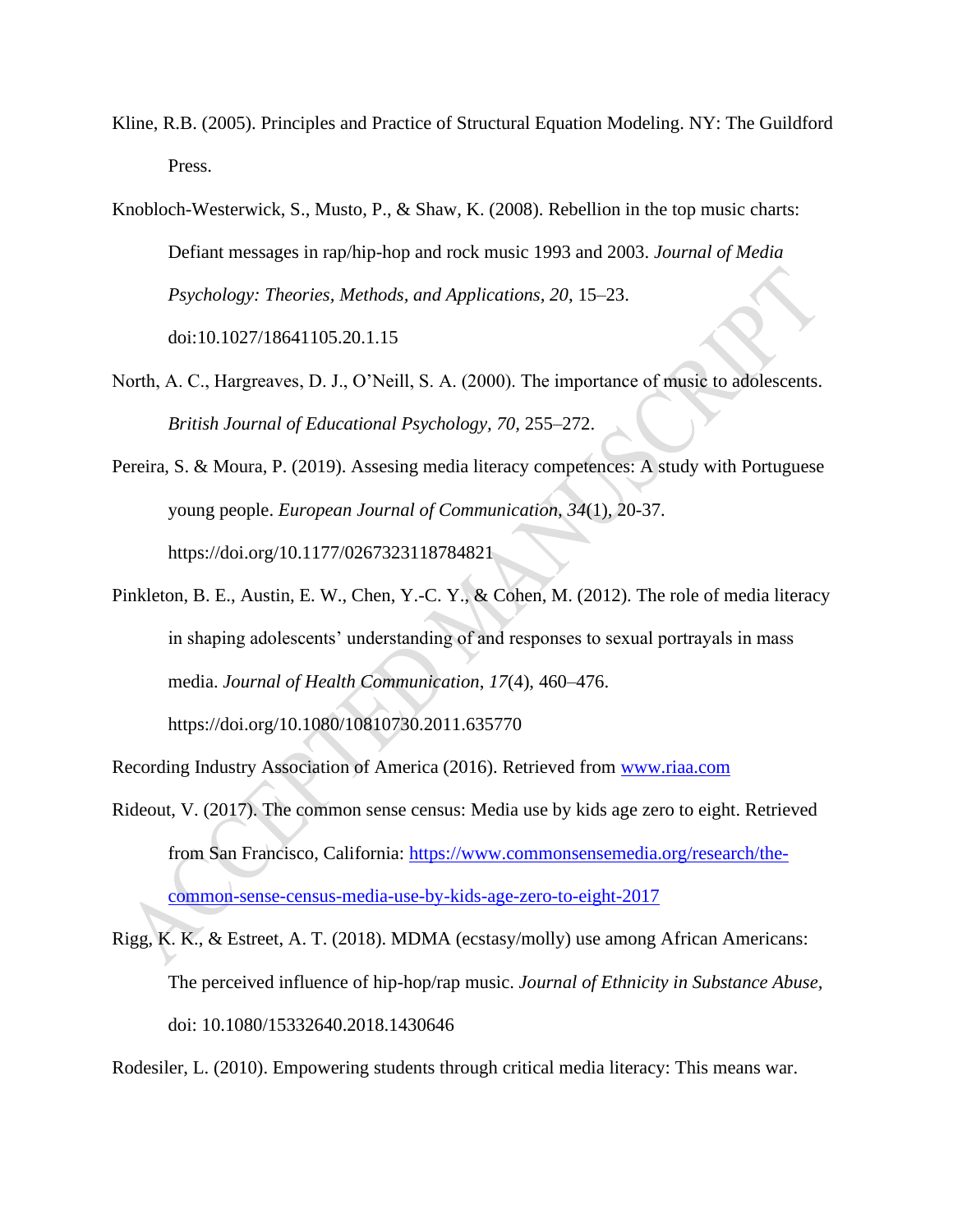Kline, R.B. (2005). Principles and Practice of Structural Equation Modeling. NY: The Guildford Press.

Knobloch-Westerwick, S., Musto, P., & Shaw, K. (2008). Rebellion in the top music charts: Defiant messages in rap/hip-hop and rock music 1993 and 2003. *Journal of Media Psychology: Theories, Methods, and Applications*, *20*, 15–23. doi:10.1027/18641105.20.1.15

North, A. C., Hargreaves, D. J., O'Neill, S. A. (2000). The importance of music to adolescents. *British Journal of Educational Psychology, 70*, 255–272.

Pereira, S. & Moura, P. (2019). Assesing media literacy competences: A study with Portuguese young people. *European Journal of Communication*, *34*(1), 20-37. https://doi.org/10.1177/0267323118784821

Pinkleton, B. E., Austin, E. W., Chen, Y.-C. Y., & Cohen, M. (2012). The role of media literacy in shaping adolescents' understanding of and responses to sexual portrayals in mass media. *Journal of Health Communication*, *17*(4), 460–476. https://doi.org/10.1080/10810730.2011.635770

Recording Industry Association of America (2016). Retrieved from www.riaa.com

Rideout, V. (2017). The common sense census: Media use by kids age zero to eight. Retrieved from San Francisco, California: https://www.commonsensemedia.org/research/the-common-sense-census-media-use-by-kids-age-zero-to-eight-2017

Rigg, K. K., & Estreet, A. T. (2018). MDMA (ecstasy/molly) use among African Americans: The perceived influence of hip-hop/rap music. *Journal of Ethnicity in Substance Abuse*, doi: 10.1080/15332640.2018.1430646

Rodesiler, L. (2010). Empowering students through critical media literacy: This means war.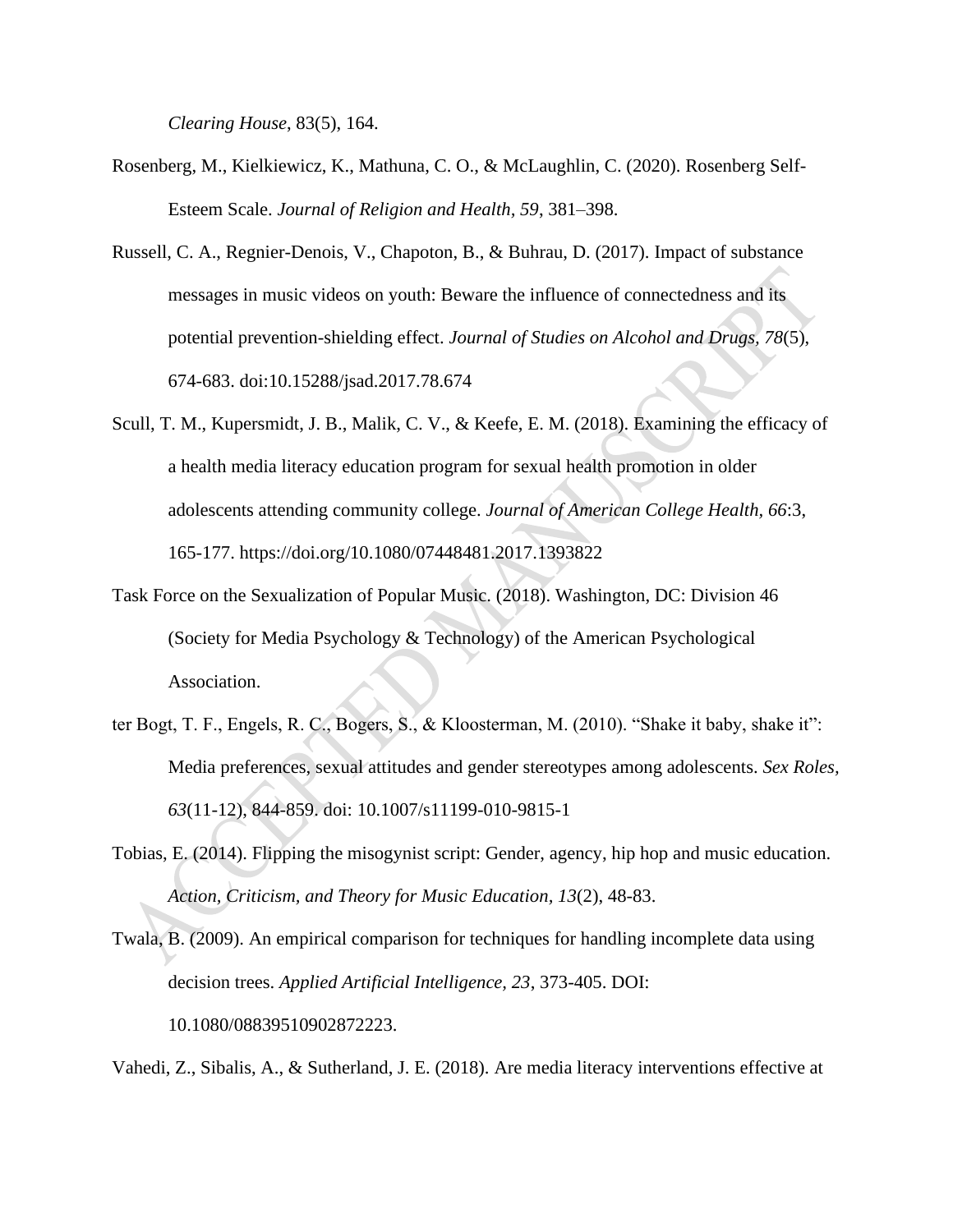*Clearing House*, 83(5), 164.

Rosenberg, M., Kielkiewicz, K., Mathuna, C. O., & McLaughlin, C. (2020). Rosenberg Self-Esteem Scale. *Journal of Religion and Health, 59*, 381–398.

Russell, C. A., Regnier-Denois, V., Chapoton, B., & Buhrau, D. (2017). Impact of substance messages in music videos on youth: Beware the influence of connectedness and its potential prevention-shielding effect. *Journal of Studies on Alcohol and Drugs, 78*(5), 674-683. doi:10.15288/jsad.2017.78.674

Scull, T. M., Kupersmidt, J. B., Malik, C. V., & Keefe, E. M. (2018). Examining the efficacy of a health media literacy education program for sexual health promotion in older adolescents attending community college. *Journal of American College Health, 66*:3, 165-177. https://doi.org/10.1080/07448481.2017.1393822

Task Force on the Sexualization of Popular Music. (2018). Washington, DC: Division 46 (Society for Media Psychology & Technology) of the American Psychological Association.

ter Bogt, T. F., Engels, R. C., Bogers, S., & Kloosterman, M. (2010). "Shake it baby, shake it": Media preferences, sexual attitudes and gender stereotypes among adolescents. *Sex Roles, 63*(11-12), 844-859. doi: 10.1007/s11199-010-9815-1

Tobias, E. (2014). Flipping the misogynist script: Gender, agency, hip hop and music education. *Action, Criticism, and Theory for Music Education, 13*(2), 48-83.

Twala, B. (2009). An empirical comparison for techniques for handling incomplete data using decision trees. *Applied Artificial Intelligence, 23*, 373-405. DOI: 10.1080/08839510902872223.

Vahedi, Z., Sibalis, A., & Sutherland, J. E. (2018). Are media literacy interventions effective at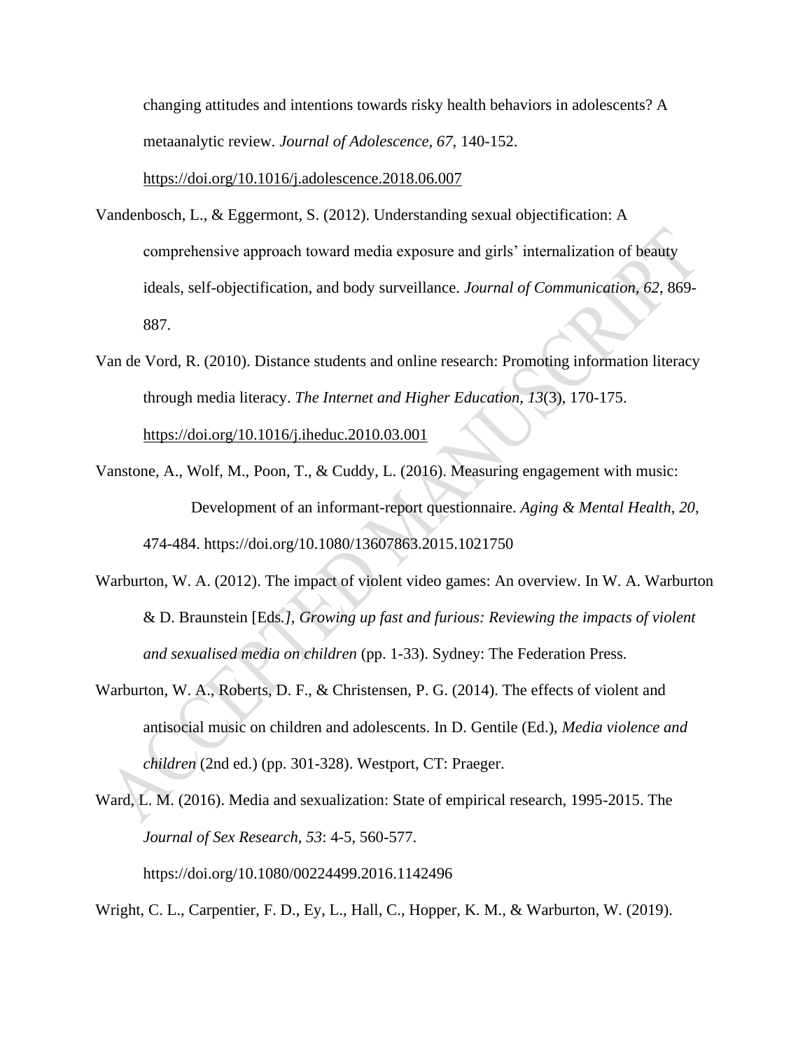changing attitudes and intentions towards risky health behaviors in adolescents? A metaanalytic review. *Journal of Adolescence, 67*, 140-152. https://doi.org/10.1016/j.adolescence.2018.06.007

Vandenbosch, L., & Eggermont, S. (2012). Understanding sexual objectification: A comprehensive approach toward media exposure and girls' internalization of beauty ideals, self-objectification, and body surveillance. *Journal of Communication, 62*, 869-887.

Van de Vord, R. (2010). Distance students and online research: Promoting information literacy through media literacy. *The Internet and Higher Education, 13*(3), 170-175. https://doi.org/10.1016/j.iheduc.2010.03.001

Vanstone, A., Wolf, M., Poon, T., & Cuddy, L. (2016). Measuring engagement with music: Development of an informant-report questionnaire. *Aging & Mental Health, 20,* 474-484. https://doi.org/10.1080/13607863.2015.1021750

Warburton, W. A. (2012). The impact of violent video games: An overview. In W. A. Warburton & D. Braunstein [Eds*.], Growing up fast and furious: Reviewing the impacts of violent and sexualised media on children* (pp. 1-33). Sydney: The Federation Press.

Warburton, W. A., Roberts, D. F., & Christensen, P. G. (2014). The effects of violent and antisocial music on children and adolescents. In D. Gentile (Ed.), *Media violence and children* (2nd ed.) (pp. 301-328). Westport, CT: Praeger.

Ward, L. M. (2016). Media and sexualization: State of empirical research, 1995-2015. The *Journal of Sex Research, 53*: 4-5, 560-577. https://doi.org/10.1080/00224499.2016.1142496

Wright, C. L., Carpentier, F. D., Ey, L., Hall, C., Hopper, K. M., & Warburton, W. (2019).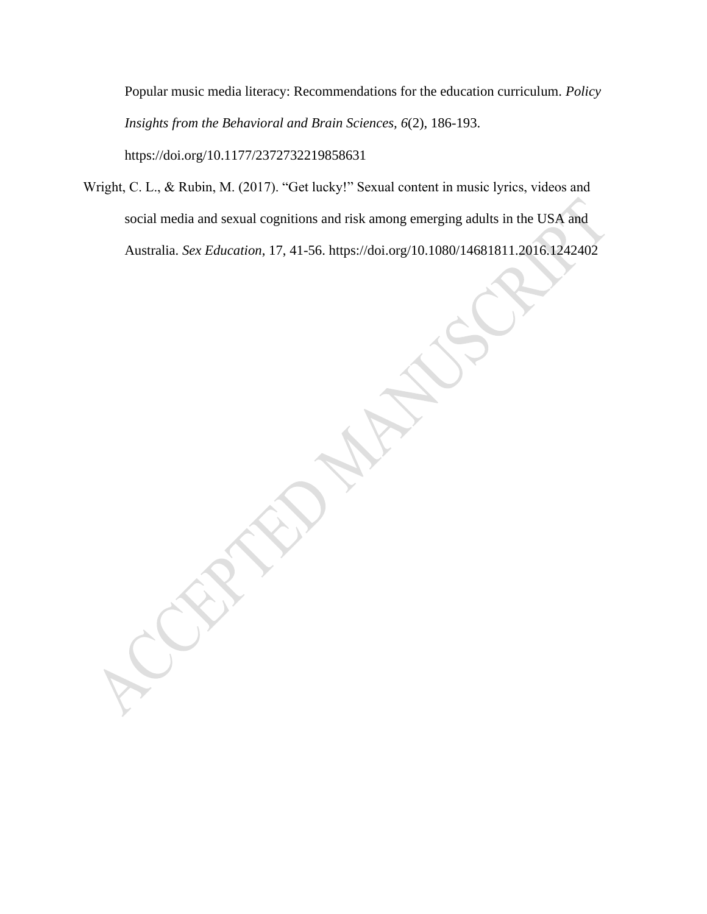Popular music media literacy: Recommendations for the education curriculum. *Policy Insights from the Behavioral and Brain Sciences, 6*(2), 186-193. https://doi.org/10.1177/2372732219858631

Wright, C. L., & Rubin, M. (2017). "Get lucky!" Sexual content in music lyrics, videos and social media and sexual cognitions and risk among emerging adults in the USA and Australia. *Sex Education*, 17, 41-56. https://doi.org/10.1080/14681811.2016.1242402